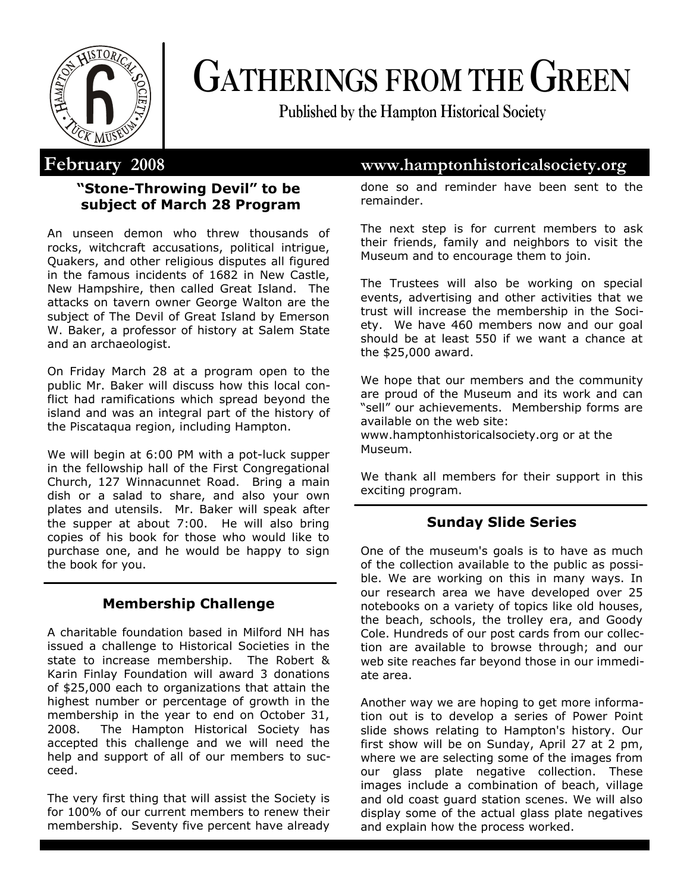# GATHERINGS FROM THE GREEN

**Published by the Hampton Historical Society**

**February 2008** **www.hamptonhistoricalsociety.org**

### "Stone-Throwing Devil" to be subject of March 28 Program

An unseen demon who threw thousands of rocks, witchcraft accusations, political intrigue, Quakers, and other religious disputes all figured in the famous incidents of 1682 in New Castle, New Hampshire, then called Great Island. The attacks on tavern owner George Walton are the subject of The Devil of Great Island by Emerson W. Baker, a professor of history at Salem State and an archaeologist.

On Friday March 28 at a program open to the public Mr. Baker will discuss how this local conflict had ramifications which spread beyond the island and was an integral part of the history of the Piscataqua region, including Hampton.

We will begin at 6:00 PM with a pot-luck supper in the fellowship hall of the First Congregational Church, 127 Winnacunnet Road. Bring a main dish or a salad to share, and also your own plates and utensils. Mr. Baker will speak after the supper at about 7:00. He will also bring copies of his book for those who would like to purchase one, and he would be happy to sign the book for you.

### Membership Challenge

A charitable foundation based in Milford NH has issued a challenge to Historical Societies in the state to increase membership. The Robert & Karin Finlay Foundation will award 3 donations of $25,000 each to organizations that attain the highest number or percentage of growth in the membership in the year to end on October 31, 2008. The Hampton Historical Society has accepted this challenge and we will need the help and support of all of our members to succeed.

The very first thing that will assist the Society is for 100% of our current members to renew their membership. Seventy five percent have already done so and reminder have been sent to the remainder.

The next step is for current members to ask their friends, family and neighbors to visit the Museum and to encourage them to join.

The Trustees will also be working on special events, advertising and other activities that we trust will increase the membership in the Society. We have 460 members now and our goal should be at least 550 if we want a chance at the $25,000 award.

We hope that our members and the community are proud of the Museum and its work and can "sell" our achievements. Membership forms are available on the web site: www.hamptonhistoricalsociety.org or at the Museum.

We thank all members for their support in this exciting program.

### Sunday Slide Series

One of the museum's goals is to have as much of the collection available to the public as possible. We are working on this in many ways. In our research area we have developed over 25 notebooks on a variety of topics like old houses, the beach, schools, the trolley era, and Goody Cole. Hundreds of our post cards from our collection are available to browse through; and our web site reaches far beyond those in our immediate area.

Another way we are hoping to get more information out is to develop a series of Power Point slide shows relating to Hampton's history. Our first show will be on Sunday, April 27 at 2 pm, where we are selecting some of the images from our glass plate negative collection. These images include a combination of beach, village and old coast guard station scenes. We will also display some of the actual glass plate negatives and explain how the process worked.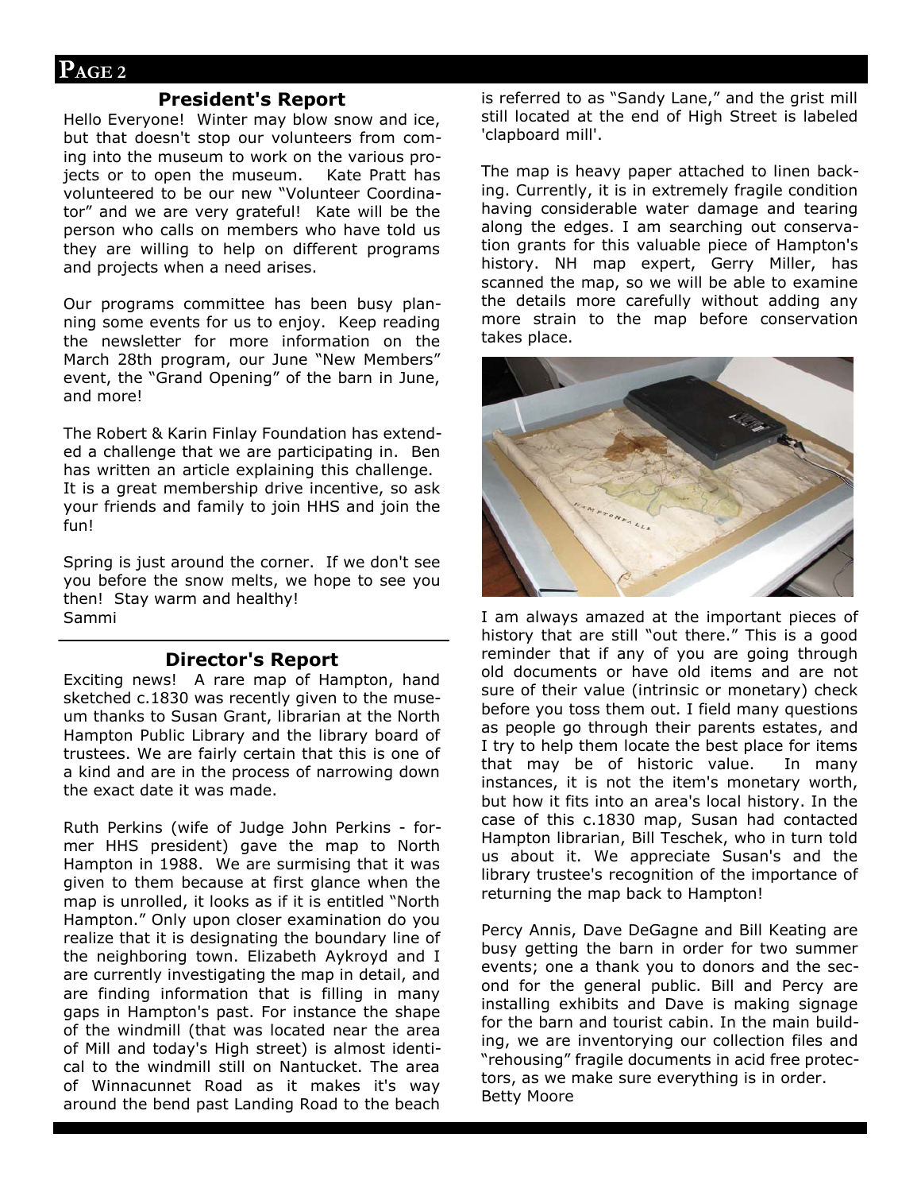## President's Report

Hello Everyone! Winter may blow snow and ice, but that doesn't stop our volunteers from coming into the museum to work on the various projects or to open the museum. Kate Pratt has volunteered to be our new "Volunteer Coordinator" and we are very grateful! Kate will be the person who calls on members who have told us they are willing to help on different programs and projects when a need arises.

Our programs committee has been busy planning some events for us to enjoy. Keep reading the newsletter for more information on the March 28th program, our June "New Members" event, the "Grand Opening" of the barn in June, and more!

The Robert & Karin Finlay Foundation has extended a challenge that we are participating in. Ben has written an article explaining this challenge. It is a great membership drive incentive, so ask your friends and family to join HHS and join the fun!

Spring is just around the corner. If we don't see you before the snow melts, we hope to see you then! Stay warm and healthy!
Sammi

## Director's Report

Exciting news! A rare map of Hampton, hand sketched c.1830 was recently given to the museum thanks to Susan Grant, librarian at the North Hampton Public Library and the library board of trustees. We are fairly certain that this is one of a kind and are in the process of narrowing down the exact date it was made.

Ruth Perkins (wife of Judge John Perkins - former HHS president) gave the map to North Hampton in 1988. We are surmising that it was given to them because at first glance when the map is unrolled, it looks as if it is entitled "North Hampton." Only upon closer examination do you realize that it is designating the boundary line of the neighboring town. Elizabeth Aykroyd and I are currently investigating the map in detail, and are finding information that is filling in many gaps in Hampton's past. For instance the shape of the windmill (that was located near the area of Mill and today's High street) is almost identical to the windmill still on Nantucket. The area of Winnacunnet Road as it makes it's way around the bend past Landing Road to the beach is referred to as "Sandy Lane," and the grist mill still located at the end of High Street is labeled 'clapboard mill'.

The map is heavy paper attached to linen backing. Currently, it is in extremely fragile condition having considerable water damage and tearing along the edges. I am searching out conservation grants for this valuable piece of Hampton's history. NH map expert, Gerry Miller, has scanned the map, so we will be able to examine the details more carefully without adding any more strain to the map before conservation takes place.

I am always amazed at the important pieces of history that are still "out there." This is a good reminder that if any of you are going through old documents or have old items and are not sure of their value (intrinsic or monetary) check before you toss them out. I field many questions as people go through their parents estates, and I try to help them locate the best place for items that may be of historic value. In many instances, it is not the item's monetary worth, but how it fits into an area's local history. In the case of this c.1830 map, Susan had contacted Hampton librarian, Bill Teschek, who in turn told us about it. We appreciate Susan's and the library trustee's recognition of the importance of returning the map back to Hampton!

Percy Annis, Dave DeGagne and Bill Keating are busy getting the barn in order for two summer events; one a thank you to donors and the second for the general public. Bill and Percy are installing exhibits and Dave is making signage for the barn and tourist cabin. In the main building, we are inventorying our collection files and "rehousing" fragile documents in acid free protectors, as we make sure everything is in order.
Betty Moore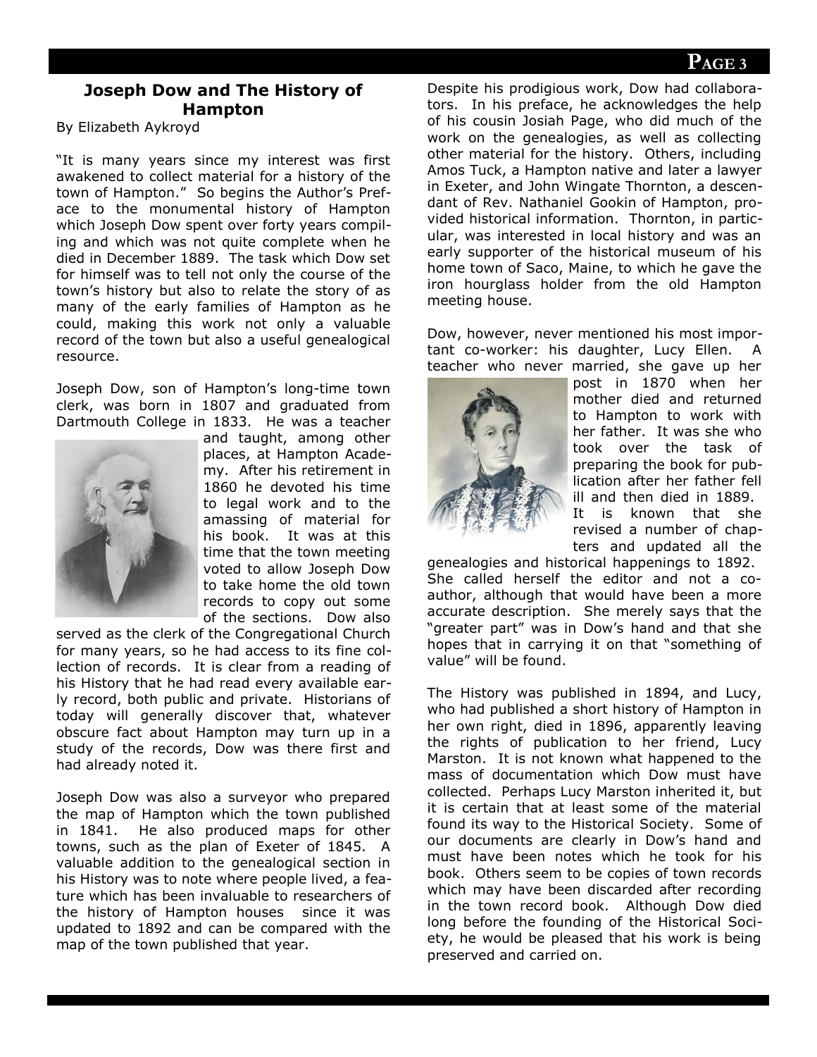## Joseph Dow and The History of Hampton

By Elizabeth Aykroyd

"It is many years since my interest was first awakened to collect material for a history of the town of Hampton." So begins the Author's Preface to the monumental history of Hampton which Joseph Dow spent over forty years compiling and which was not quite complete when he died in December 1889. The task which Dow set for himself was to tell not only the course of the town's history but also to relate the story of as many of the early families of Hampton as he could, making this work not only a valuable record of the town but also a useful genealogical resource.

Joseph Dow, son of Hampton's long-time town clerk, was born in 1807 and graduated from Dartmouth College in 1833. He was a teacher and taught, among other places, at Hampton Academy. After his retirement in 1860 he devoted his time to legal work and to the amassing of material for his book. It was at this time that the town meeting voted to allow Joseph Dow to take home the old town records to copy out some of the sections. Dow also served as the clerk of the Congregational Church for many years, so he had access to its fine collection of records. It is clear from a reading of his History that he had read every available early record, both public and private. Historians of today will generally discover that, whatever obscure fact about Hampton may turn up in a study of the records, Dow was there first and had already noted it.

Joseph Dow was also a surveyor who prepared the map of Hampton which the town published in 1841. He also produced maps for other towns, such as the plan of Exeter of 1845. A valuable addition to the genealogical section in his History was to note where people lived, a feature which has been invaluable to researchers of the history of Hampton houses since it was updated to 1892 and can be compared with the map of the town published that year.

Despite his prodigious work, Dow had collaborators. In his preface, he acknowledges the help of his cousin Josiah Page, who did much of the work on the genealogies, as well as collecting other material for the history. Others, including Amos Tuck, a Hampton native and later a lawyer in Exeter, and John Wingate Thornton, a descendant of Rev. Nathaniel Gookin of Hampton, provided historical information. Thornton, in particular, was interested in local history and was an early supporter of the historical museum of his home town of Saco, Maine, to which he gave the iron hourglass holder from the old Hampton meeting house.

Dow, however, never mentioned his most important co-worker: his daughter, Lucy Ellen. A teacher who never married, she gave up her post in 1870 when her mother died and returned to Hampton to work with her father. It was she who took over the task of preparing the book for publication after her father fell ill and then died in 1889. It is known that she revised a number of chapters and updated all the genealogies and historical happenings to 1892. She called herself the editor and not a co-author, although that would have been a more accurate description. She merely says that the "greater part" was in Dow's hand and that she hopes that in carrying it on that "something of value" will be found.

The History was published in 1894, and Lucy, who had published a short history of Hampton in her own right, died in 1896, apparently leaving the rights of publication to her friend, Lucy Marston. It is not known what happened to the mass of documentation which Dow must have collected. Perhaps Lucy Marston inherited it, but it is certain that at least some of the material found its way to the Historical Society. Some of our documents are clearly in Dow's hand and must have been notes which he took for his book. Others seem to be copies of town records which may have been discarded after recording in the town record book. Although Dow died long before the founding of the Historical Society, he would be pleased that his work is being preserved and carried on.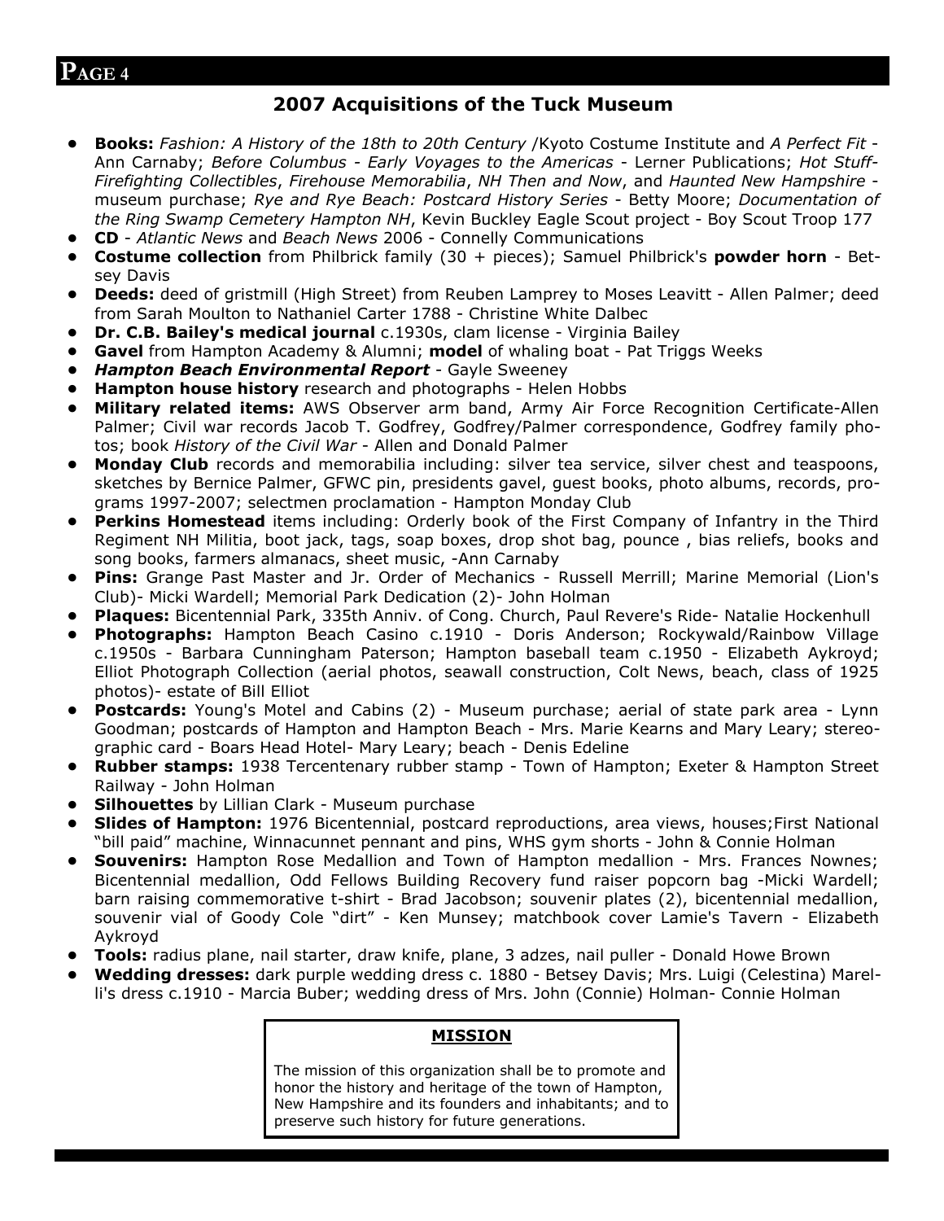## 2007 Acquisitions of the Tuck Museum

- **Books:** *Fashion: A History of the 18th to 20th Century* /Kyoto Costume Institute and *A Perfect Fit* - Ann Carnaby; *Before Columbus - Early Voyages to the Americas* - Lerner Publications; *Hot Stuff-Firefighting Collectibles*, *Firehouse Memorabilia*, *NH Then and Now*, and *Haunted New Hampshire* - museum purchase; *Rye and Rye Beach: Postcard History Series* - Betty Moore; *Documentation of the Ring Swamp Cemetery Hampton NH*, Kevin Buckley Eagle Scout project - Boy Scout Troop 177
- **CD** - *Atlantic News* and *Beach News* 2006 - Connelly Communications
- **Costume collection** from Philbrick family (30 + pieces); Samuel Philbrick's **powder horn** - Betsey Davis
- **Deeds:** deed of gristmill (High Street) from Reuben Lamprey to Moses Leavitt - Allen Palmer; deed from Sarah Moulton to Nathaniel Carter 1788 - Christine White Dalbec
- **Dr. C.B. Bailey's medical journal** c.1930s, clam license - Virginia Bailey
- **Gavel** from Hampton Academy & Alumni; **model** of whaling boat - Pat Triggs Weeks
- ***Hampton Beach Environmental Report*** - Gayle Sweeney
- **Hampton house history** research and photographs - Helen Hobbs
- **Military related items:** AWS Observer arm band, Army Air Force Recognition Certificate-Allen Palmer; Civil war records Jacob T. Godfrey, Godfrey/Palmer correspondence, Godfrey family photos; book *History of the Civil War* - Allen and Donald Palmer
- **Monday Club** records and memorabilia including: silver tea service, silver chest and teaspoons, sketches by Bernice Palmer, GFWC pin, presidents gavel, guest books, photo albums, records, programs 1997-2007; selectmen proclamation - Hampton Monday Club
- **Perkins Homestead** items including: Orderly book of the First Company of Infantry in the Third Regiment NH Militia, boot jack, tags, soap boxes, drop shot bag, pounce , bias reliefs, books and song books, farmers almanacs, sheet music, -Ann Carnaby
- **Pins:** Grange Past Master and Jr. Order of Mechanics - Russell Merrill; Marine Memorial (Lion's Club)- Micki Wardell; Memorial Park Dedication (2)- John Holman
- **Plaques:** Bicentennial Park, 335th Anniv. of Cong. Church, Paul Revere's Ride- Natalie Hockenhull
- **Photographs:** Hampton Beach Casino c.1910 - Doris Anderson; Rockywald/Rainbow Village c.1950s - Barbara Cunningham Paterson; Hampton baseball team c.1950 - Elizabeth Aykroyd; Elliot Photograph Collection (aerial photos, seawall construction, Colt News, beach, class of 1925 photos)- estate of Bill Elliot
- **Postcards:** Young's Motel and Cabins (2) - Museum purchase; aerial of state park area - Lynn Goodman; postcards of Hampton and Hampton Beach - Mrs. Marie Kearns and Mary Leary; stereographic card - Boars Head Hotel- Mary Leary; beach - Denis Edeline
- **Rubber stamps:** 1938 Tercentenary rubber stamp - Town of Hampton; Exeter & Hampton Street Railway - John Holman
- **Silhouettes** by Lillian Clark - Museum purchase
- **Slides of Hampton:** 1976 Bicentennial, postcard reproductions, area views, houses;First National "bill paid" machine, Winnacunnet pennant and pins, WHS gym shorts - John & Connie Holman
- **Souvenirs:** Hampton Rose Medallion and Town of Hampton medallion - Mrs. Frances Nownes; Bicentennial medallion, Odd Fellows Building Recovery fund raiser popcorn bag -Micki Wardell; barn raising commemorative t-shirt - Brad Jacobson; souvenir plates (2), bicentennial medallion, souvenir vial of Goody Cole "dirt" - Ken Munsey; matchbook cover Lamie's Tavern - Elizabeth Aykroyd
- **Tools:** radius plane, nail starter, draw knife, plane, 3 adzes, nail puller - Donald Howe Brown
- **Wedding dresses:** dark purple wedding dress c. 1880 - Betsey Davis; Mrs. Luigi (Celestina) Marelli's dress c.1910 - Marcia Buber; wedding dress of Mrs. John (Connie) Holman- Connie Holman

### MISSION

The mission of this organization shall be to promote and honor the history and heritage of the town of Hampton, New Hampshire and its founders and inhabitants; and to preserve such history for future generations.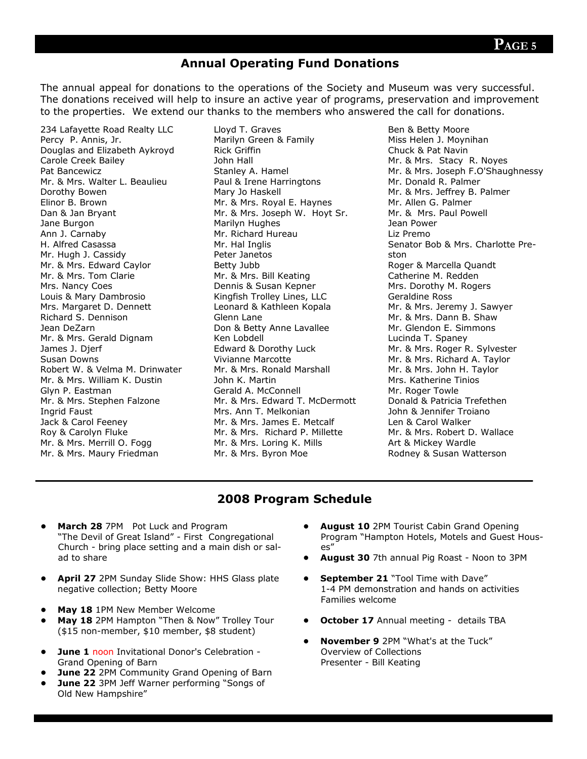## Annual Operating Fund Donations

The annual appeal for donations to the operations of the Society and Museum was very successful. The donations received will help to insure an active year of programs, preservation and improvement to the properties. We extend our thanks to the members who answered the call for donations.

234 Lafayette Road Realty LLC
Percy P. Annis, Jr.
Douglas and Elizabeth Aykroyd
Carole Creek Bailey
Pat Bancewicz
Mr. & Mrs. Walter L. Beaulieu
Dorothy Bowen
Elinor B. Brown
Dan & Jan Bryant
Jane Burgon
Ann J. Carnaby
H. Alfred Casassa
Mr. Hugh J. Cassidy
Mr. & Mrs. Edward Caylor
Mr. & Mrs. Tom Clarie
Mrs. Nancy Coes
Louis & Mary Dambrosio
Mrs. Margaret D. Dennett
Richard S. Dennison
Jean DeZarn
Mr. & Mrs. Gerald Dignam
James J. Djerf
Susan Downs
Robert W. & Velma M. Drinwater
Mr. & Mrs. William K. Dustin
Glyn P. Eastman
Mr. & Mrs. Stephen Falzone
Ingrid Faust
Jack & Carol Feeney
Roy & Carolyn Fluke
Mr. & Mrs. Merrill O. Fogg
Mr. & Mrs. Maury Friedman
Lloyd T. Graves
Marilyn Green & Family
Rick Griffin
John Hall
Stanley A. Hamel
Paul & Irene Harringtons
Mary Jo Haskell
Mr. & Mrs. Royal E. Haynes
Mr. & Mrs. Joseph W. Hoyt Sr.
Marilyn Hughes
Mr. Richard Hureau
Mr. Hal Inglis
Peter Janetos
Betty Jubb
Mr. & Mrs. Bill Keating
Dennis & Susan Kepner
Kingfish Trolley Lines, LLC
Leonard & Kathleen Kopala
Glenn Lane
Don & Betty Anne Lavallee
Ken Lobdell
Edward & Dorothy Luck
Vivianne Marcotte
Mr. & Mrs. Ronald Marshall
John K. Martin
Gerald A. McConnell
Mr. & Mrs. Edward T. McDermott
Mrs. Ann T. Melkonian
Mr. & Mrs. James E. Metcalf
Mr. & Mrs. Richard P. Millette
Mr. & Mrs. Loring K. Mills
Mr. & Mrs. Byron Moe
Ben & Betty Moore
Miss Helen J. Moynihan
Chuck & Pat Navin
Mr. & Mrs. Stacy R. Noyes
Mr. & Mrs. Joseph F.O'Shaughnessy
Mr. Donald R. Palmer
Mr. & Mrs. Jeffrey B. Palmer
Mr. Allen G. Palmer
Mr. & Mrs. Paul Powell
Jean Power
Liz Premo
Senator Bob & Mrs. Charlotte Preston
Roger & Marcella Quandt
Catherine M. Redden
Mrs. Dorothy M. Rogers
Geraldine Ross
Mr. & Mrs. Jeremy J. Sawyer
Mr. & Mrs. Dann B. Shaw
Mr. Glendon E. Simmons
Lucinda T. Spaney
Mr. & Mrs. Roger R. Sylvester
Mr. & Mrs. Richard A. Taylor
Mr. & Mrs. John H. Taylor
Mrs. Katherine Tinios
Mr. Roger Towle
Donald & Patricia Trefethen
John & Jennifer Troiano
Len & Carol Walker
Mr. & Mrs. Robert D. Wallace
Art & Mickey Wardle
Rodney & Susan Watterson

## 2008 Program Schedule

- **March 28** 7PM Pot Luck and Program "The Devil of Great Island" - First Congregational Church - bring place setting and a main dish or salad to share
- **April 27** 2PM Sunday Slide Show: HHS Glass plate negative collection; Betty Moore
- **May 18** 1PM New Member Welcome
- **May 18** 2PM Hampton "Then & Now" Trolley Tour ($15 non-member, $10 member, $8 student)
- **June 1** noon Invitational Donor's Celebration - Grand Opening of Barn
- **June 22** 2PM Community Grand Opening of Barn
- **June 22** 3PM Jeff Warner performing "Songs of Old New Hampshire"
- **August 10** 2PM Tourist Cabin Grand Opening Program "Hampton Hotels, Motels and Guest Houses"
- **August 30** 7th annual Pig Roast - Noon to 3PM
- **September 21** "Tool Time with Dave" 1-4 PM demonstration and hands on activities Families welcome
- **October 17** Annual meeting - details TBA
- **November 9** 2PM "What's at the Tuck" Overview of Collections Presenter - Bill Keating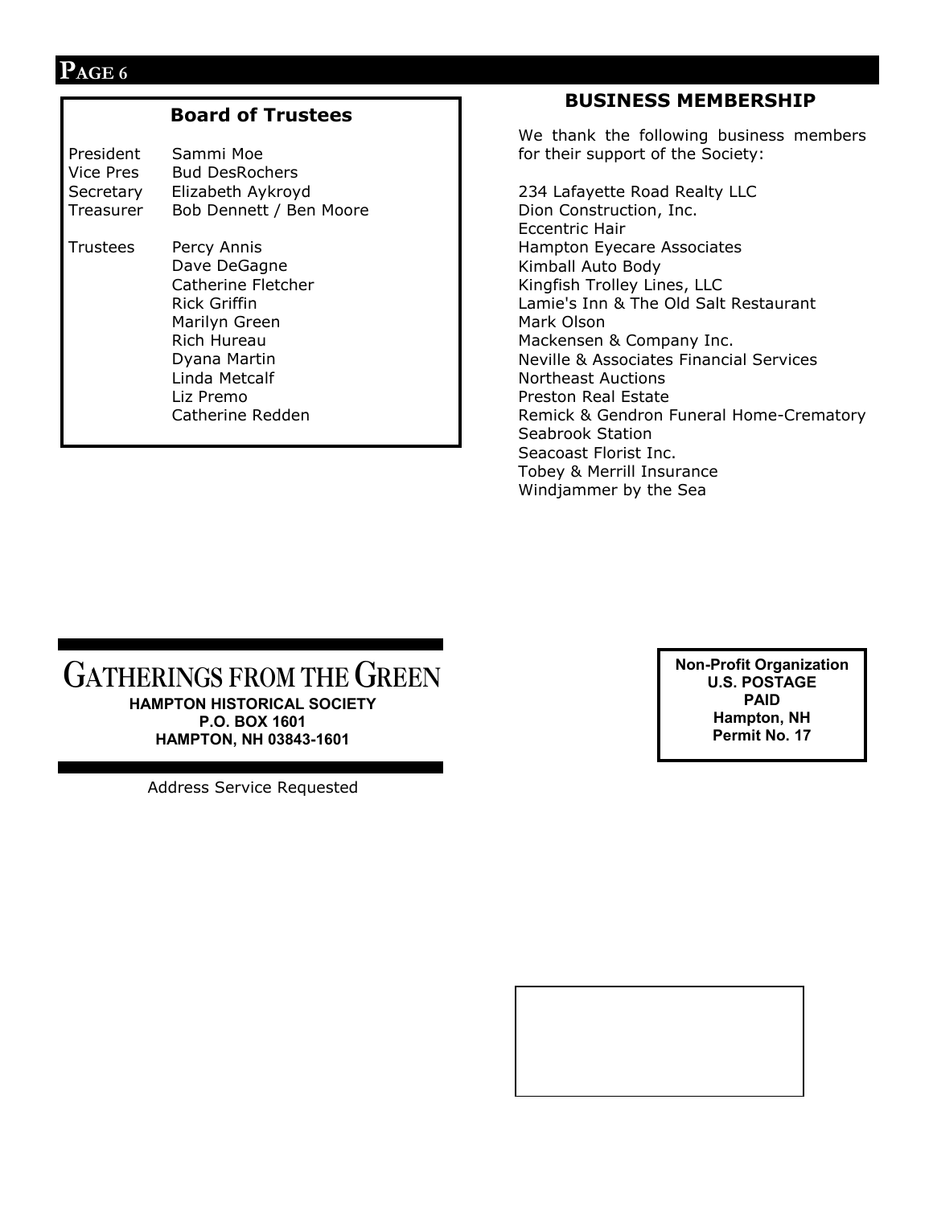## Board of Trustees

| | |
|---|---|
| President | Sammi Moe |
| Vice Pres | Bud DesRochers |
| Secretary | Elizabeth Aykroyd |
| Treasurer | Bob Dennett / Ben Moore |
| Trustees | Percy Annis |
| | Dave DeGagne |
| | Catherine Fletcher |
| | Rick Griffin |
| | Marilyn Green |
| | Rich Hureau |
| | Dyana Martin |
| | Linda Metcalf |
| | Liz Premo |
| | Catherine Redden |

## BUSINESS MEMBERSHIP

We thank the following business members for their support of the Society:

234 Lafayette Road Realty LLC
Dion Construction, Inc.
Eccentric Hair
Hampton Eyecare Associates
Kimball Auto Body
Kingfish Trolley Lines, LLC
Lamie's Inn & The Old Salt Restaurant
Mark Olson
Mackensen & Company Inc.
Neville & Associates Financial Services
Northeast Auctions
Preston Real Estate
Remick & Gendron Funeral Home-Crematory
Seabrook Station
Seacoast Florist Inc.
Tobey & Merrill Insurance
Windjammer by the Sea

# GATHERINGS FROM THE GREEN

**HAMPTON HISTORICAL SOCIETY**
**P.O. BOX 1601**
**HAMPTON, NH 03843-1601**

Address Service Requested

**Non-Profit Organization**
**U.S. POSTAGE**
**PAID**
**Hampton, NH**
**Permit No. 17**